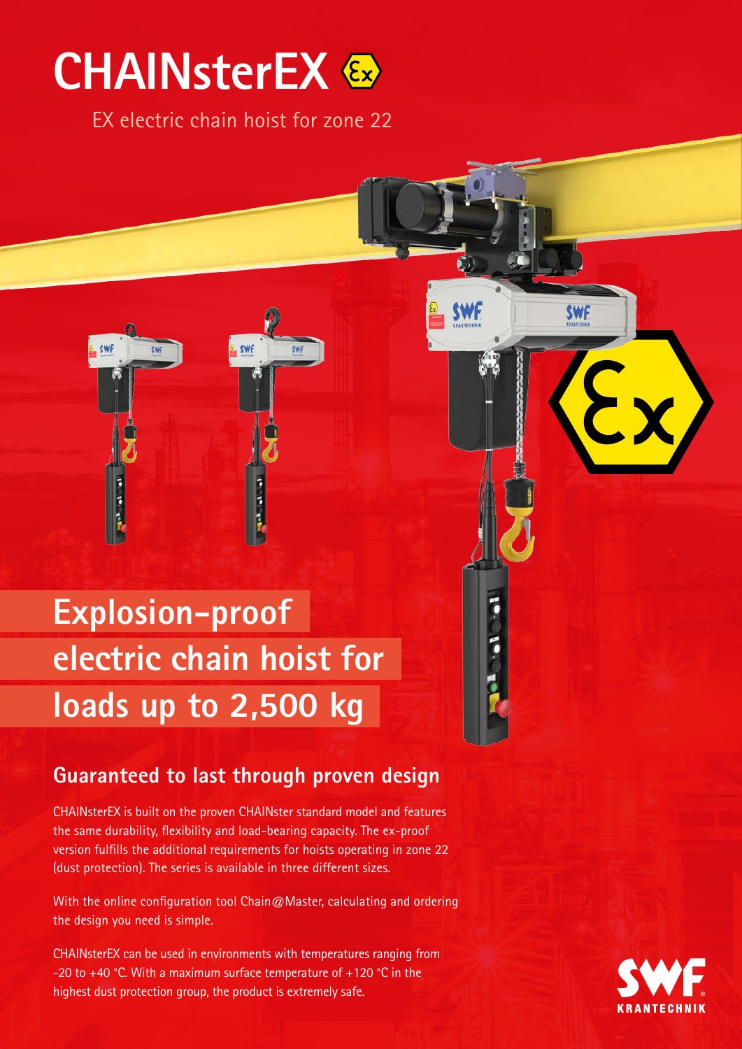# CHAINsterEX

EX electric chain hoist for zone 22

## Explosion-proof electric chain hoist for loads up to 2,500 kg

### Guaranteed to last through proven design

CHAINsterEX is built on the proven CHAINster standard model and features the same durability, flexibility and load-bearing capacity. The ex-proof version fulfills the additional requirements for hoists operating in zone 22 (dust protection). The series is available in three different sizes.

With the online configuration tool Chain@Master, calculating and ordering the design you need is simple.

CHAINsterEX can be used in environments with temperatures ranging from -20 to +40 °C. With a maximum surface temperature of +120 °C in the highest dust protection group, the product is extremely safe.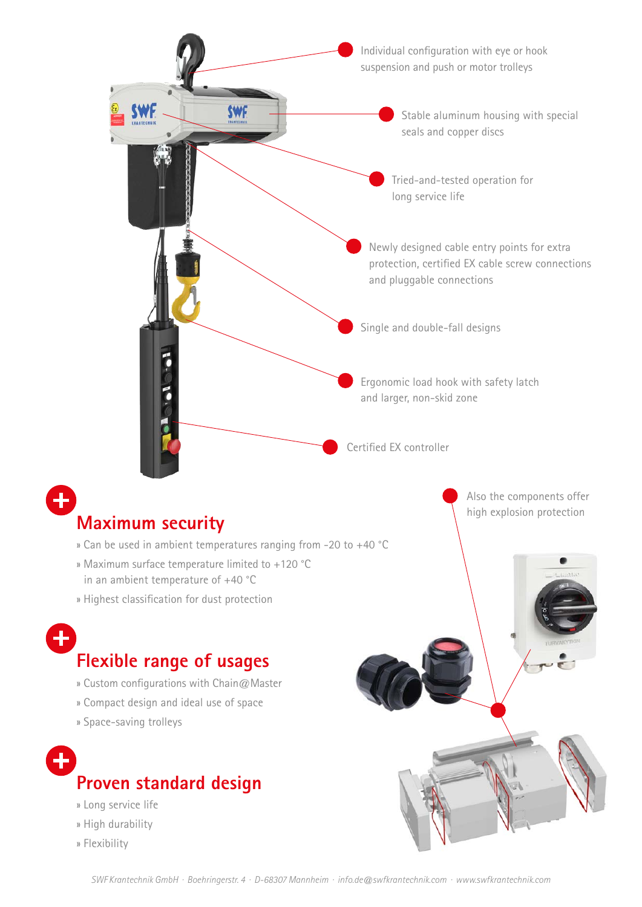Individual configuration with eye or hook suspension and push or motor trolleys

Stable aluminum housing with special seals and copper discs

Tried-and-tested operation for long service life

Newly designed cable entry points for extra protection, certified EX cable screw connections and pluggable connections

Single and double-fall designs

Ergonomic load hook with safety latch and larger, non-skid zone

Certified EX controller

Also the components offer high explosion protection

## Maximum security

» Can be used in ambient temperatures ranging from -20 to +40 °C

» Maximum surface temperature limited to +120 °C in an ambient temperature of +40 °C

» Highest classification for dust protection

## Flexible range of usages

» Custom configurations with Chain@Master

» Compact design and ideal use of space

» Space-saving trolleys

## Proven standard design

» Long service life

» High durability

» Flexibility

*SWF Krantechnik GmbH · Boehringerstr. 4 · D-68307 Mannheim · info.de@swfkrantechnik.com · www.swfkrantechnik.com*